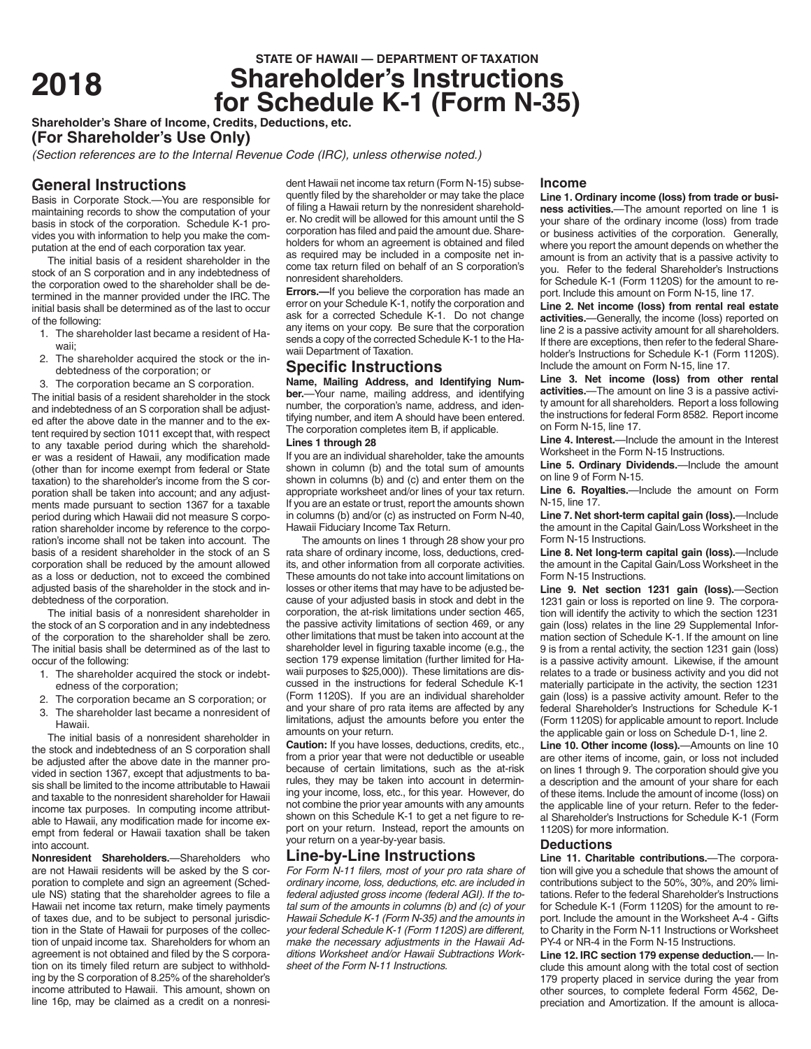**STATE OF HAWAII — DEPARTMENT OF TAXATION**

# 2018 Shareholder's Instructions for Schedule K-1 (Form N-35)

**Shareholder's Share of Income, Credits, Deductions, etc.**

**(For Shareholder's Use Only)**

*(Section references are to the Internal Revenue Code (IRC), unless otherwise noted.)*

## General Instructions

Basis in Corporate Stock.—You are responsible for maintaining records to show the computation of your basis in stock of the corporation. Schedule K-1 provides you with information to help you make the computation at the end of each corporation tax year.

The initial basis of a resident shareholder in the stock of an S corporation and in any indebtedness of the corporation owed to the shareholder shall be determined in the manner provided under the IRC. The initial basis shall be determined as of the last to occur of the following:

1. The shareholder last became a resident of Hawaii;
2. The shareholder acquired the stock or the indebtedness of the corporation; or
3. The corporation became an S corporation.

The initial basis of a resident shareholder in the stock and indebtedness of an S corporation shall be adjusted after the above date in the manner and to the extent required by section 1011 except that, with respect to any taxable period during which the shareholder was a resident of Hawaii, any modification made (other than for income exempt from federal or State taxation) to the shareholder's income from the S corporation shall be taken into account; and any adjustments made pursuant to section 1367 for a taxable period during which Hawaii did not measure S corporation shareholder income by reference to the corporation's income shall not be taken into account. The basis of a resident shareholder in the stock of an S corporation shall be reduced by the amount allowed as a loss or deduction, not to exceed the combined adjusted basis of the shareholder in the stock and indebtedness of the corporation.

The initial basis of a nonresident shareholder in the stock of an S corporation and in any indebtedness of the corporation to the shareholder shall be zero. The initial basis shall be determined as of the last to occur of the following:

1. The shareholder acquired the stock or indebtedness of the corporation;
2. The corporation became an S corporation; or
3. The shareholder last became a nonresident of Hawaii.

The initial basis of a nonresident shareholder in the stock and indebtedness of an S corporation shall be adjusted after the above date in the manner provided in section 1367, except that adjustments to basis shall be limited to the income attributable to Hawaii and taxable to the nonresident shareholder for Hawaii income tax purposes. In computing income attributable to Hawaii, any modification made for income exempt from federal or Hawaii taxation shall be taken into account.

**Nonresident Shareholders.**—Shareholders who are not Hawaii residents will be asked by the S corporation to complete and sign an agreement (Schedule NS) stating that the shareholder agrees to file a Hawaii net income tax return, make timely payments of taxes due, and to be subject to personal jurisdiction in the State of Hawaii for purposes of the collection of unpaid income tax. Shareholders for whom an agreement is not obtained and filed by the S corporation on its timely filed return are subject to withholding by the S corporation of 8.25% of the shareholder's income attributed to Hawaii. This amount, shown on line 16p, may be claimed as a credit on a nonresident Hawaii net income tax return (Form N-15) subsequently filed by the shareholder or may take the place of filing a Hawaii return by the nonresident shareholder. No credit will be allowed for this amount until the S corporation has filed and paid the amount due. Shareholders for whom an agreement is obtained and filed as required may be included in a composite net income tax return filed on behalf of an S corporation's nonresident shareholders.

**Errors.—**If you believe the corporation has made an error on your Schedule K-1, notify the corporation and ask for a corrected Schedule K-1. Do not change any items on your copy. Be sure that the corporation sends a copy of the corrected Schedule K-1 to the Hawaii Department of Taxation.

## Specific Instructions

**Name, Mailing Address, and Identifying Number.**—Your name, mailing address, and identifying number, the corporation's name, address, and identifying number, and item A should have been entered. The corporation completes item B, if applicable.

**Lines 1 through 28**

If you are an individual shareholder, take the amounts shown in column (b) and the total sum of amounts shown in columns (b) and (c) and enter them on the appropriate worksheet and/or lines of your tax return. If you are an estate or trust, report the amounts shown in columns (b) and/or (c) as instructed on Form N-40, Hawaii Fiduciary Income Tax Return.

The amounts on lines 1 through 28 show your pro rata share of ordinary income, loss, deductions, credits, and other information from all corporate activities. These amounts do not take into account limitations on losses or other items that may have to be adjusted because of your adjusted basis in stock and debt in the corporation, the at-risk limitations under section 465, the passive activity limitations of section 469, or any other limitations that must be taken into account at the shareholder level in figuring taxable income (e.g., the section 179 expense limitation (further limited for Hawaii purposes to $25,000)). These limitations are discussed in the instructions for federal Schedule K-1 (Form 1120S). If you are an individual shareholder and your share of pro rata items are affected by any limitations, adjust the amounts before you enter the amounts on your return.

**Caution:** If you have losses, deductions, credits, etc., from a prior year that were not deductible or useable because of certain limitations, such as the at-risk rules, they may be taken into account in determining your income, loss, etc., for this year. However, do not combine the prior year amounts with any amounts shown on this Schedule K-1 to get a net figure to report on your return. Instead, report the amounts on your return on a year-by-year basis.

## Line-by-Line Instructions

*For Form N-11 filers, most of your pro rata share of ordinary income, loss, deductions, etc. are included in federal adjusted gross income (federal AGI). If the total sum of the amounts in column (b) and (c) of your Hawaii Schedule K-1 (Form N-35) and the amounts in your federal Schedule K-1 (Form 1120S) are different, make the necessary adjustments in the Hawaii Additions Worksheet and/or Hawaii Subtractions Worksheet of the Form N-11 Instructions.*

### Income

**Line 1. Ordinary income (loss) from trade or business activities.**—The amount reported on line 1 is your share of the ordinary income (loss) from trade or business activities of the corporation. Generally, where you report the amount depends on whether the amount is from an activity that is a passive activity to you. Refer to the federal Shareholder's Instructions for Schedule K-1 (Form 1120S) for the amount to report. Include this amount on Form N-15, line 17.

**Line 2. Net income (loss) from rental real estate activities.**—Generally, the income (loss) reported on line 2 is a passive activity amount for all shareholders. If there are exceptions, then refer to the federal Shareholder's Instructions for Schedule K-1 (Form 1120S). Include the amount on Form N-15, line 17.

**Line 3. Net income (loss) from other rental activities.**—The amount on line 3 is a passive activity amount for all shareholders. Report a loss following the instructions for federal Form 8582. Report income on Form N-15, line 17.

**Line 4. Interest.**—Include the amount in the Interest Worksheet in the Form N-15 Instructions.

**Line 5. Ordinary Dividends.**—Include the amount on line 9 of Form N-15.

**Line 6. Royalties.**—Include the amount on Form N-15, line 17.

**Line 7. Net short-term capital gain (loss).**—Include the amount in the Capital Gain/Loss Worksheet in the Form N-15 Instructions.

**Line 8. Net long-term capital gain (loss).**—Include the amount in the Capital Gain/Loss Worksheet in the Form N-15 Instructions.

**Line 9. Net section 1231 gain (loss).**—Section 1231 gain or loss is reported on line 9. The corporation will identify the activity to which the section 1231 gain (loss) relates in the line 29 Supplemental Information section of Schedule K-1. If the amount on line 9 is from a rental activity, the section 1231 gain (loss) is a passive activity amount. Likewise, if the amount relates to a trade or business activity and you did not materially participate in the activity, the section 1231 gain (loss) is a passive activity amount. Refer to the federal Shareholder's Instructions for Schedule K-1 (Form 1120S) for applicable amount to report. Include the applicable gain or loss on Schedule D-1, line 2.

**Line 10. Other income (loss).**—Amounts on line 10 are other items of income, gain, or loss not included on lines 1 through 9. The corporation should give you a description and the amount of your share for each of these items. Include the amount of income (loss) on the applicable line of your return. Refer to the federal Shareholder's Instructions for Schedule K-1 (Form 1120S) for more information.

### Deductions

**Line 11. Charitable contributions.**—The corporation will give you a schedule that shows the amount of contributions subject to the 50%, 30%, and 20% limitations. Refer to the federal Shareholder's Instructions for Schedule K-1 (Form 1120S) for the amount to report. Include the amount in the Worksheet A-4 - Gifts to Charity in the Form N-11 Instructions or Worksheet PY-4 or NR-4 in the Form N-15 Instructions.

**Line 12. IRC section 179 expense deduction.**— Include this amount along with the total cost of section 179 property placed in service during the year from other sources, to complete federal Form 4562, Depreciation and Amortization. If the amount is alloca-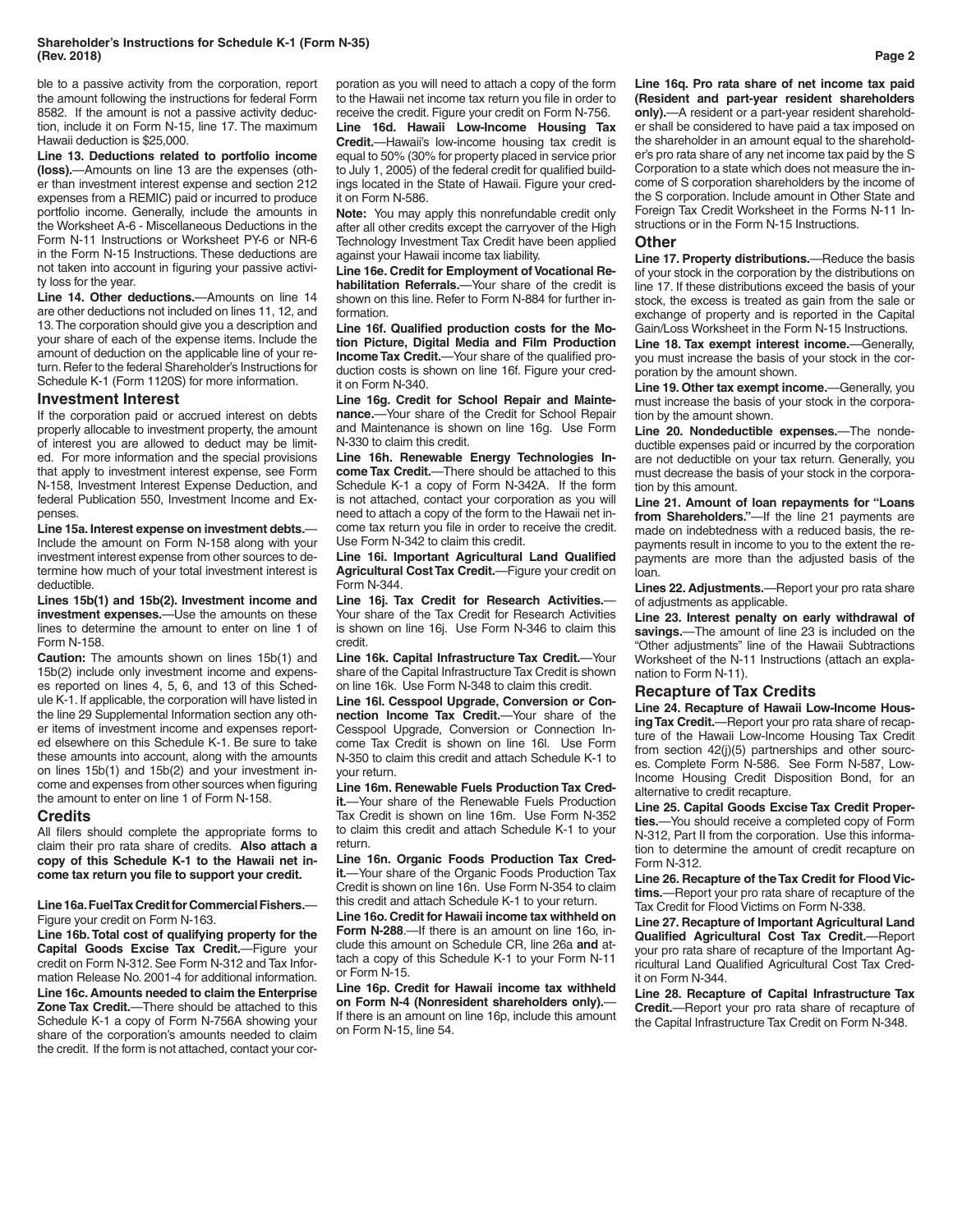ble to a passive activity from the corporation, report the amount following the instructions for federal Form 8582. If the amount is not a passive activity deduction, include it on Form N-15, line 17. The maximum Hawaii deduction is $25,000.

**Line 13. Deductions related to portfolio income (loss).**—Amounts on line 13 are the expenses (other than investment interest expense and section 212 expenses from a REMIC) paid or incurred to produce portfolio income. Generally, include the amounts in the Worksheet A-6 - Miscellaneous Deductions in the Form N-11 Instructions or Worksheet PY-6 or NR-6 in the Form N-15 Instructions. These deductions are not taken into account in figuring your passive activity loss for the year.

**Line 14. Other deductions.**—Amounts on line 14 are other deductions not included on lines 11, 12, and 13. The corporation should give you a description and your share of each of the expense items. Include the amount of deduction on the applicable line of your return. Refer to the federal Shareholder's Instructions for Schedule K-1 (Form 1120S) for more information.

## Investment Interest

If the corporation paid or accrued interest on debts properly allocable to investment property, the amount of interest you are allowed to deduct may be limited. For more information and the special provisions that apply to investment interest expense, see Form N-158, Investment Interest Expense Deduction, and federal Publication 550, Investment Income and Expenses.

**Line 15a. Interest expense on investment debts.**—Include the amount on Form N-158 along with your investment interest expense from other sources to determine how much of your total investment interest is deductible.

**Lines 15b(1) and 15b(2). Investment income and investment expenses.**—Use the amounts on these lines to determine the amount to enter on line 1 of Form N-158.

**Caution:** The amounts shown on lines 15b(1) and 15b(2) include only investment income and expenses reported on lines 4, 5, 6, and 13 of this Schedule K-1. If applicable, the corporation will have listed in the line 29 Supplemental Information section any other items of investment income and expenses reported elsewhere on this Schedule K-1. Be sure to take these amounts into account, along with the amounts on lines 15b(1) and 15b(2) and your investment income and expenses from other sources when figuring the amount to enter on line 1 of Form N-158.

## Credits

All filers should complete the appropriate forms to claim their pro rata share of credits. **Also attach a copy of this Schedule K-1 to the Hawaii net income tax return you file to support your credit.**

**Line 16a. Fuel Tax Credit for Commercial Fishers.**—Figure your credit on Form N-163.

**Line 16b. Total cost of qualifying property for the Capital Goods Excise Tax Credit.**—Figure your credit on Form N-312. See Form N-312 and Tax Information Release No. 2001-4 for additional information.

**Line 16c. Amounts needed to claim the Enterprise Zone Tax Credit.**—There should be attached to this Schedule K-1 a copy of Form N-756A showing your share of the corporation's amounts needed to claim the credit. If the form is not attached, contact your corporation as you will need to attach a copy of the form to the Hawaii net income tax return you file in order to receive the credit. Figure your credit on Form N-756.

**Line 16d. Hawaii Low-Income Housing Tax Credit.**—Hawaii's low-income housing tax credit is equal to 50% (30% for property placed in service prior to July 1, 2005) of the federal credit for qualified buildings located in the State of Hawaii. Figure your credit on Form N-586.

**Note:** You may apply this nonrefundable credit only after all other credits except the carryover of the High Technology Investment Tax Credit have been applied against your Hawaii income tax liability.

**Line 16e. Credit for Employment of Vocational Rehabilitation Referrals.**—Your share of the credit is shown on this line. Refer to Form N-884 for further information.

**Line 16f. Qualified production costs for the Motion Picture, Digital Media and Film Production Income Tax Credit.**—Your share of the qualified production costs is shown on line 16f. Figure your credit on Form N-340.

**Line 16g. Credit for School Repair and Maintenance.**—Your share of the Credit for School Repair and Maintenance is shown on line 16g. Use Form N-330 to claim this credit.

**Line 16h. Renewable Energy Technologies Income Tax Credit.**—There should be attached to this Schedule K-1 a copy of Form N-342A. If the form is not attached, contact your corporation as you will need to attach a copy of the form to the Hawaii net income tax return you file in order to receive the credit. Use Form N-342 to claim this credit.

**Line 16i. Important Agricultural Land Qualified Agricultural Cost Tax Credit.**—Figure your credit on Form N-344.

**Line 16j. Tax Credit for Research Activities.**—Your share of the Tax Credit for Research Activities is shown on line 16j. Use Form N-346 to claim this credit.

**Line 16k. Capital Infrastructure Tax Credit.**—Your share of the Capital Infrastructure Tax Credit is shown on line 16k. Use Form N-348 to claim this credit.

**Line 16l. Cesspool Upgrade, Conversion or Connection Income Tax Credit.**—Your share of the Cesspool Upgrade, Conversion or Connection Income Tax Credit is shown on line 16l. Use Form N-350 to claim this credit and attach Schedule K-1 to your return.

**Line 16m. Renewable Fuels Production Tax Credit.**—Your share of the Renewable Fuels Production Tax Credit is shown on line 16m. Use Form N-352 to claim this credit and attach Schedule K-1 to your return.

**Line 16n. Organic Foods Production Tax Credit.**—Your share of the Organic Foods Production Tax Credit is shown on line 16n. Use Form N-354 to claim this credit and attach Schedule K-1 to your return.

**Line 16o. Credit for Hawaii income tax withheld on Form N-288**.—If there is an amount on line 16o, include this amount on Schedule CR, line 26a **and** attach a copy of this Schedule K-1 to your Form N-11 or Form N-15.

**Line 16p. Credit for Hawaii income tax withheld on Form N-4 (Nonresident shareholders only).**—If there is an amount on line 16p, include this amount on Form N-15, line 54.

**Line 16q. Pro rata share of net income tax paid (Resident and part-year resident shareholders only).**—A resident or a part-year resident shareholder shall be considered to have paid a tax imposed on the shareholder in an amount equal to the shareholder's pro rata share of any net income tax paid by the S Corporation to a state which does not measure the income of S corporation shareholders by the income of the S corporation. Include amount in Other State and Foreign Tax Credit Worksheet in the Forms N-11 Instructions or in the Form N-15 Instructions.

## Other

**Line 17. Property distributions.**—Reduce the basis of your stock in the corporation by the distributions on line 17. If these distributions exceed the basis of your stock, the excess is treated as gain from the sale or exchange of property and is reported in the Capital Gain/Loss Worksheet in the Form N-15 Instructions.

**Line 18. Tax exempt interest income.**—Generally, you must increase the basis of your stock in the corporation by the amount shown.

**Line 19. Other tax exempt income.**—Generally, you must increase the basis of your stock in the corporation by the amount shown.

**Line 20. Nondeductible expenses.**—The nondeductible expenses paid or incurred by the corporation are not deductible on your tax return. Generally, you must decrease the basis of your stock in the corporation by this amount.

**Line 21. Amount of loan repayments for "Loans from Shareholders."**—If the line 21 payments are made on indebtedness with a reduced basis, the repayments result in income to you to the extent the repayments are more than the adjusted basis of the loan.

**Lines 22. Adjustments.**—Report your pro rata share of adjustments as applicable.

**Line 23. Interest penalty on early withdrawal of savings.**—The amount of line 23 is included on the "Other adjustments" line of the Hawaii Subtractions Worksheet of the N-11 Instructions (attach an explanation to Form N-11).

## Recapture of Tax Credits

**Line 24. Recapture of Hawaii Low-Income Housing Tax Credit.**—Report your pro rata share of recapture of the Hawaii Low-Income Housing Tax Credit from section 42(j)(5) partnerships and other sources. Complete Form N-586. See Form N-587, Low-Income Housing Credit Disposition Bond, for an alternative to credit recapture.

**Line 25. Capital Goods Excise Tax Credit Properties.**—You should receive a completed copy of Form N-312, Part II from the corporation. Use this information to determine the amount of credit recapture on Form N-312.

**Line 26. Recapture of the Tax Credit for Flood Victims.**—Report your pro rata share of recapture of the Tax Credit for Flood Victims on Form N-338.

**Line 27. Recapture of Important Agricultural Land Qualified Agricultural Cost Tax Credit.**—Report your pro rata share of recapture of the Important Agricultural Land Qualified Agricultural Cost Tax Credit on Form N-344.

**Line 28. Recapture of Capital Infrastructure Tax Credit.**—Report your pro rata share of recapture of the Capital Infrastructure Tax Credit on Form N-348.